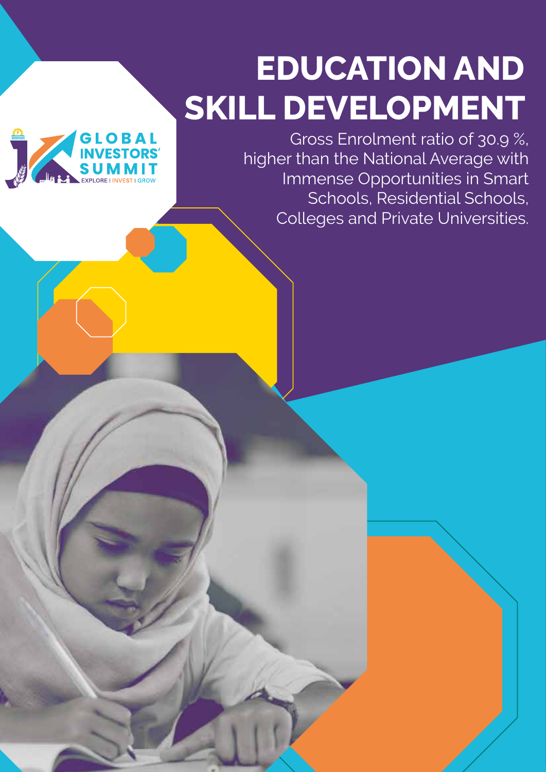# EDUCATION AND SKILL DEVELOPMENT

Gross Enrolment ratio of 30.9 %, higher than the National Average with Immense Opportunities in Smart Schools, Residential Schools, Colleges and Private Universities.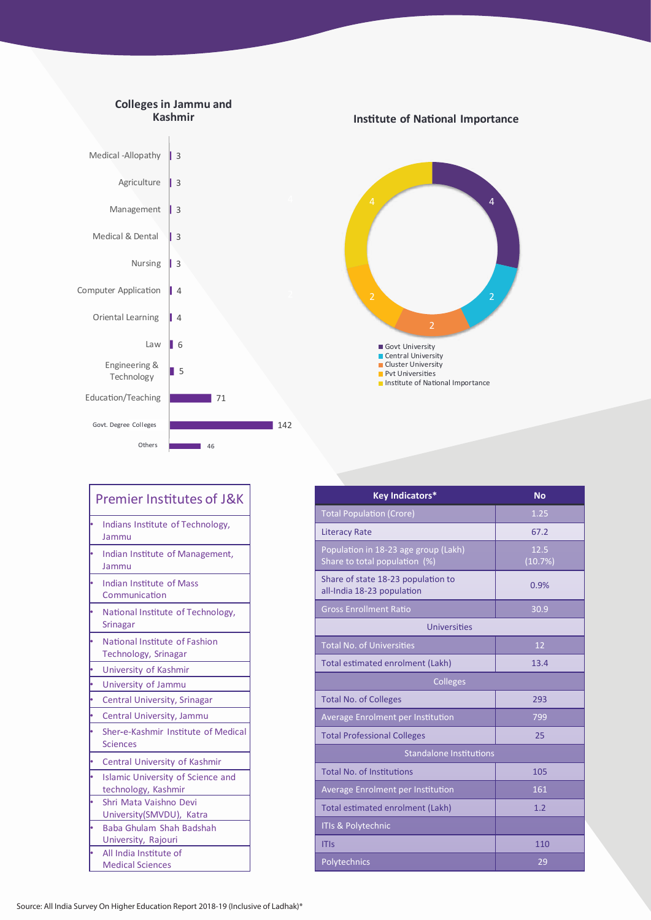## Colleges in Jammu and Kashmir

| Category | Number |
|---|---|
| Medical -Allopathy | 3 |
| Agriculture | 3 |
| Management | 3 |
| Medical & Dental | 3 |
| Nursing | 3 |
| Computer Application | 4 |
| Oriental Learning | 4 |
| Law | 6 |
| Engineering & Technology | 5 |
| Education/Teaching | 71 |
| Govt. Degree Colleges | 142 |
| Others | 46 |

## Institute of National Importance

| Category | Number |
|---|---|
| Govt University | 4 |
| Central University | 2 |
| Cluster University | 2 |
| Pvt Universities | 2 |
| Institute of National Importance | 4 |

## Premier Institutes of J&K

- Indians Institute of Technology, Jammu
- Indian Institute of Management, Jammu
- Indian Institute of Mass Communication
- National Institute of Technology, Srinagar
- National Institute of Fashion Technology, Srinagar
- University of Kashmir
- University of Jammu
- Central University, Srinagar
- Central University, Jammu
- Sher-e-Kashmir Institute of Medical Sciences
- Central University of Kashmir
- Islamic University of Science and technology, Kashmir
- Shri Mata Vaishno Devi University(SMVDU), Katra
- Baba Ghulam Shah Badshah University, Rajouri
- All India Institute of Medical Sciences

| Key Indicators* | No |
|---|---|
| Total Population (Crore) | 1.25 |
| Literacy Rate | 67.2 |
| Population in 18-23 age group (Lakh) Share to total population (%) | 12.5 (10.7%) |
| Share of state 18-23 population to all-India 18-23 population | 0.9% |
| Gross Enrollment Ratio | 30.9 |
| **Universities** | |
| Total No. of Universities | 12 |
| Total estimated enrolment (Lakh) | 13.4 |
| **Colleges** | |
| Total No. of Colleges | 293 |
| Average Enrolment per Institution | 799 |
| Total Professional Colleges | 25 |
| **Standalone Institutions** | |
| Total No. of Institutions | 105 |
| Average Enrolment per Institution | 161 |
| Total estimated enrolment (Lakh) | 1.2 |
| **ITIs & Polytechnic** | |
| ITIs | 110 |
| Polytechnics | 29 |

Source: All India Survey On Higher Education Report 2018-19 (Inclusive of Ladhak)*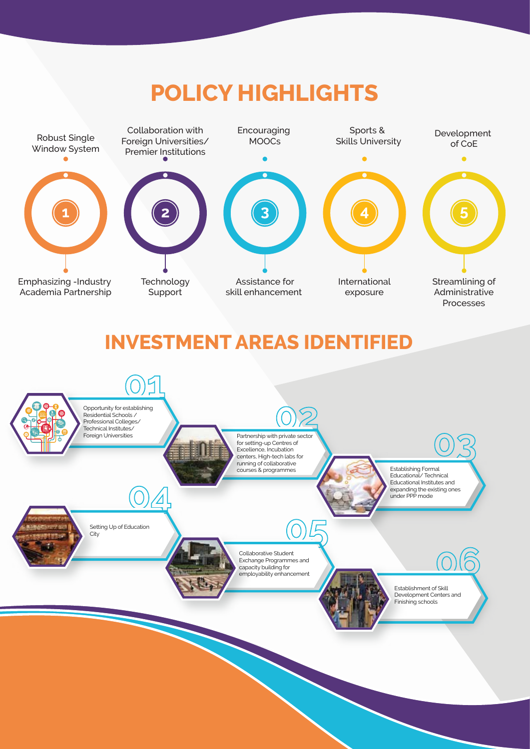# POLICY HIGHLIGHTS

1. Robust Single Window System — Emphasizing -Industry Academia Partnership
2. Collaboration with Foreign Universities/ Premier Institutions — Technology Support
3. Encouraging MOOCs — Assistance for skill enhancement
4. Sports & Skills University — International exposure
5. Development of CoE — Streamlining of Administrative Processes

# INVESTMENT AREAS IDENTIFIED

**01** Opportunity for establishing Residential Schools / Professional Colleges/ Technical Institutes/ Foreign Universities

**02** Partnership with private sector for setting-up Centres of Excellence, Incubation centers, High-tech labs for running of collaborative courses & programmes

**03** Establishing Formal Educational/ Technical Educational Institutes and expanding the existing ones under PPP mode

**04** Setting Up of Education City

**05** Collaborative Student Exchange Programmes and capacity building for employability enhancement

**06** Establishment of Skill Development Centers and Finishing schools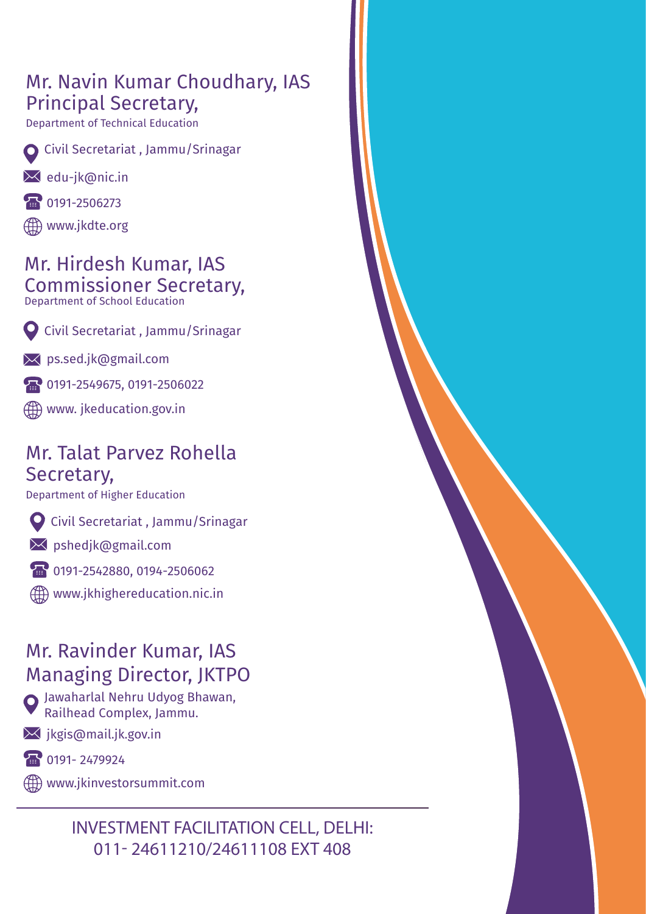## Mr. Navin Kumar Choudhary, IAS
## Principal Secretary,

Department of Technical Education

Civil Secretariat , Jammu/Srinagar

edu-jk@nic.in

0191-2506273

www.jkdte.org

## Mr. Hirdesh Kumar, IAS
## Commissioner Secretary,

Department of School Education

Civil Secretariat , Jammu/Srinagar

ps.sed.jk@gmail.com

0191-2549675, 0191-2506022

www. jkeducation.gov.in

## Mr. Talat Parvez Rohella
## Secretary,

Department of Higher Education

Civil Secretariat , Jammu/Srinagar

pshedjk@gmail.com

0191-2542880, 0194-2506062

www.jkhighereducation.nic.in

## Mr. Ravinder Kumar, IAS
## Managing Director, JKTPO

Jawaharlal Nehru Udyog Bhawan,
Railhead Complex, Jammu.

jkgis@mail.jk.gov.in

0191- 2479924

www.jkinvestorsummit.com

---

INVESTMENT FACILITATION CELL, DELHI:
011- 24611210/24611108 EXT 408